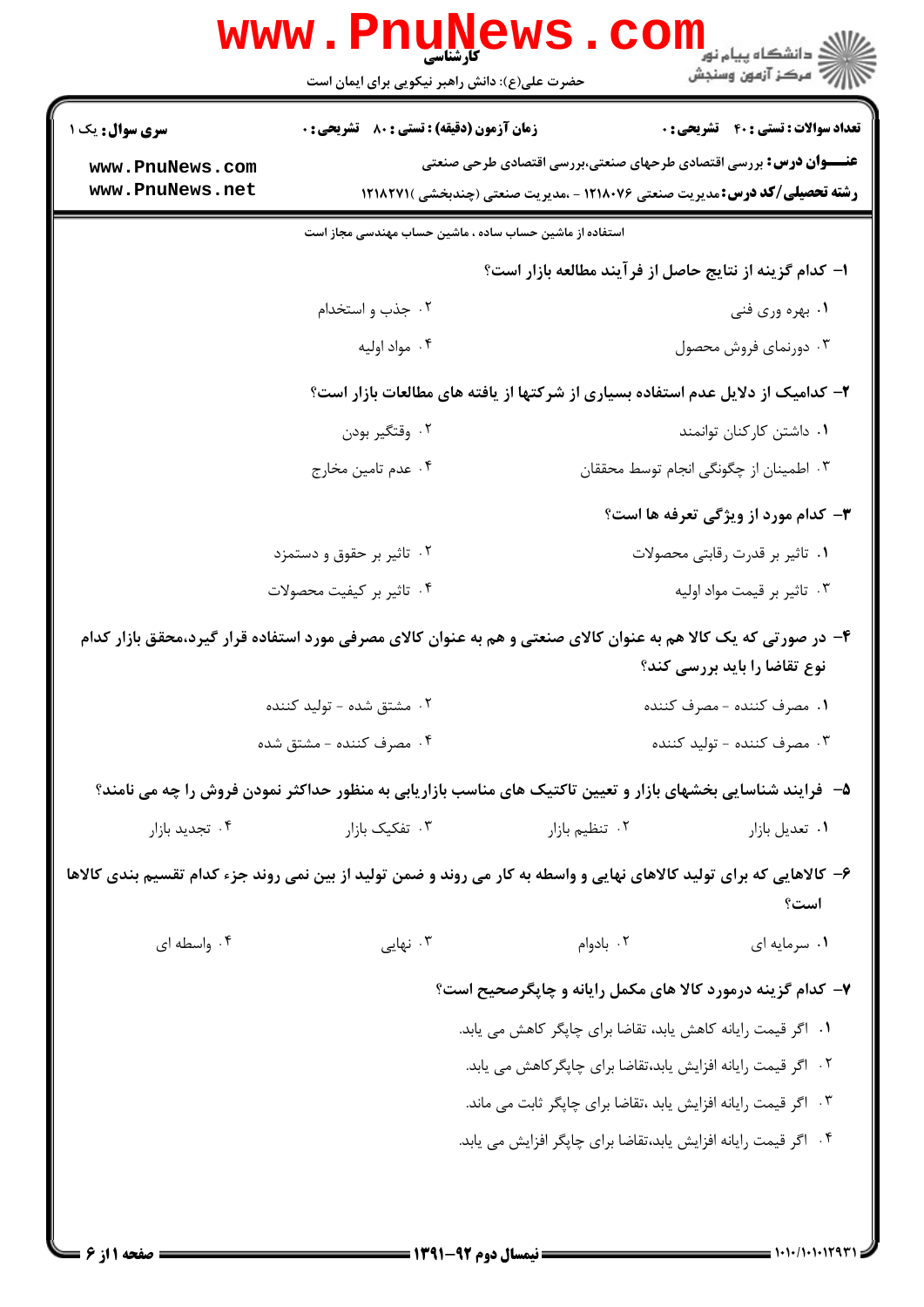**سری سوال:** یک ۱

**زمان آزمون (دقیقه) : تستی : ۸۰ تشریحی : ۰**

**تعداد سوالات : تستی : ۴۰ تشریحی : ۰**

**عنـــوان درس:** بررسی اقتصادی طرحهای صنعتی،بررسی اقتصادی طرحی صنعتی

**رشته تحصیلی/کد درس:** مدیریت صنعتی ۱۲۱۸۰۷۶ - ،مدیریت صنعتی (چندبخشی )۱۲۱۸۲۷۱

استفاده از ماشین حساب ساده ، ماشین حساب مهندسی مجاز است

**۱- کدام گزینه از نتایج حاصل از فرآیند مطالعه بازار است؟**

۱. بهره وری فنی
۲. جذب و استخدام
۳. دورنمای فروش محصول
۴. مواد اولیه

**۲- کدامیک از دلایل عدم استفاده بسیاری از شرکتها از یافته های مطالعات بازار است؟**

۱. داشتن کارکنان توانمند
۲. وقتگیر بودن
۳. اطمینان از چگونگی انجام توسط محققان
۴. عدم تامین مخارج

**۳- کدام مورد از ویژگی تعرفه ها است؟**

۱. تاثیر بر قدرت رقابتی محصولات
۲. تاثیر بر حقوق و دستمزد
۳. تاثیر بر قیمت مواد اولیه
۴. تاثیر بر کیفیت محصولات

**۴- در صورتی که یک کالا هم به عنوان کالای صنعتی و هم به عنوان کالای مصرفی مورد استفاده قرار گیرد،محقق بازار کدام نوع تقاضا را باید بررسی کند؟**

۱. مصرف کننده - مصرف کننده
۲. مشتق شده - تولید کننده
۳. مصرف کننده - تولید کننده
۴. مصرف کننده - مشتق شده

**۵- فرایند شناسایی بخشهای بازار و تعیین تاکتیک های مناسب بازاریابی به منظور حداکثر نمودن فروش را چه می نامند؟**

۱. تعدیل بازار
۲. تنظیم بازار
۳. تفکیک بازار
۴. تجدید بازار

**۶- کالاهایی که برای تولید کالاهای نهایی و واسطه به کار می روند و ضمن تولید از بین نمی روند جزء کدام تقسیم بندی کالاها است؟**

۱. سرمایه ای
۲. بادوام
۳. نهایی
۴. واسطه ای

**۷- کدام گزینه درمورد کالا های مکمل رایانه و چاپگرصحیح است؟**

۱. اگر قیمت رایانه کاهش یابد، تقاضا برای چاپگر کاهش می یابد.
۲. اگر قیمت رایانه افزایش یابد،تقاضا برای چاپگرکاهش می یابد.
۳. اگر قیمت رایانه افزایش یابد ،تقاضا برای چاپگر ثابت می ماند.
۴. اگر قیمت رایانه افزایش یابد،تقاضا برای چاپگر افزایش می یابد.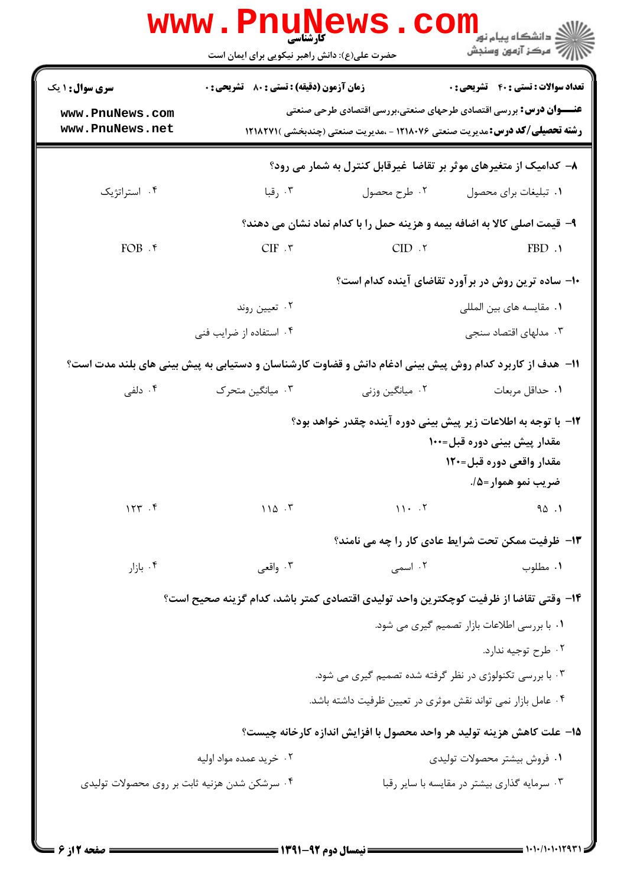**سری سوال:** ۱ یک

**زمان آزمون (دقیقه) : تستی :** ۸۰ **تشریحی :** ۰

**تعداد سوالات : تستی :** ۴۰ **تشریحی :** ۰

**عنـــوان درس:** بررسی اقتصادی طرحهای صنعتی،بررسی اقتصادی طرحی صنعتی

**رشته تحصیلی/کد درس:** مدیریت صنعتی ۱۲۱۸۰۷۶ - ،مدیریت صنعتی (چندبخشی )۱۲۱۸۲۷۱

۸- کدامیک از متغیرهای موثر بر تقاضا غیرقابل کنترل به شمار می رود؟

۱. تبلیغات برای محصول
۲. طرح محصول
۳. رقبا
۴. استراتژیک

۹- قیمت اصلی کالا به اضافه بیمه و هزینه حمل را با کدام نماد نشان می دهند؟

۱. FBD
۲. CID
۳. CIF
۴. FOB

۱۰- ساده ترین روش در برآورد تقاضای آینده کدام است؟

۱. مقایسه های بین المللی
۲. تعیین روند
۳. مدلهای اقتصاد سنجی
۴. استفاده از ضرایب فنی

۱۱- هدف از کاربرد کدام روش پیش بینی ادغام دانش و قضاوت کارشناسان و دستیابی به پیش بینی های بلند مدت است؟

۱. حداقل مربعات
۲. میانگین وزنی
۳. میانگین متحرک
۴. دلفی

۱۲- با توجه به اطلاعات زیر پیش بینی دوره آینده چقدر خواهد بود؟

مقدار پیش بینی دوره قبل=۱۰۰

مقدار واقعی دوره قبل=۱۲۰

ضریب نمو هموار=۰/۵

۱. ۹۵
۲. ۱۱۰
۳. ۱۱۵
۴. ۱۲۳

۱۳- ظرفیت ممکن تحت شرایط عادی کار را چه می نامند؟

۱. مطلوب
۲. اسمی
۳. واقعی
۴. بازار

۱۴- وقتی تقاضا از ظرفیت کوچکترین واحد تولیدی اقتصادی کمتر باشد، کدام گزینه صحیح است؟

۱. با بررسی اطلاعات بازار تصمیم گیری می شود.
۲. طرح توجیه ندارد.
۳. با بررسی تکنولوژی در نظر گرفته شده تصمیم گیری می شود.
۴. عامل بازار نمی تواند نقش موثری در تعیین ظرفیت داشته باشد.

۱۵- علت کاهش هزینه تولید هر واحد محصول با افزایش اندازه کارخانه چیست؟

۱. فروش بیشتر محصولات تولیدی
۲. خرید عمده مواد اولیه
۳. سرمایه گذاری بیشتر در مقایسه با سایر رقبا
۴. سرشکن شدن هزینه ثابت بر روی محصولات تولیدی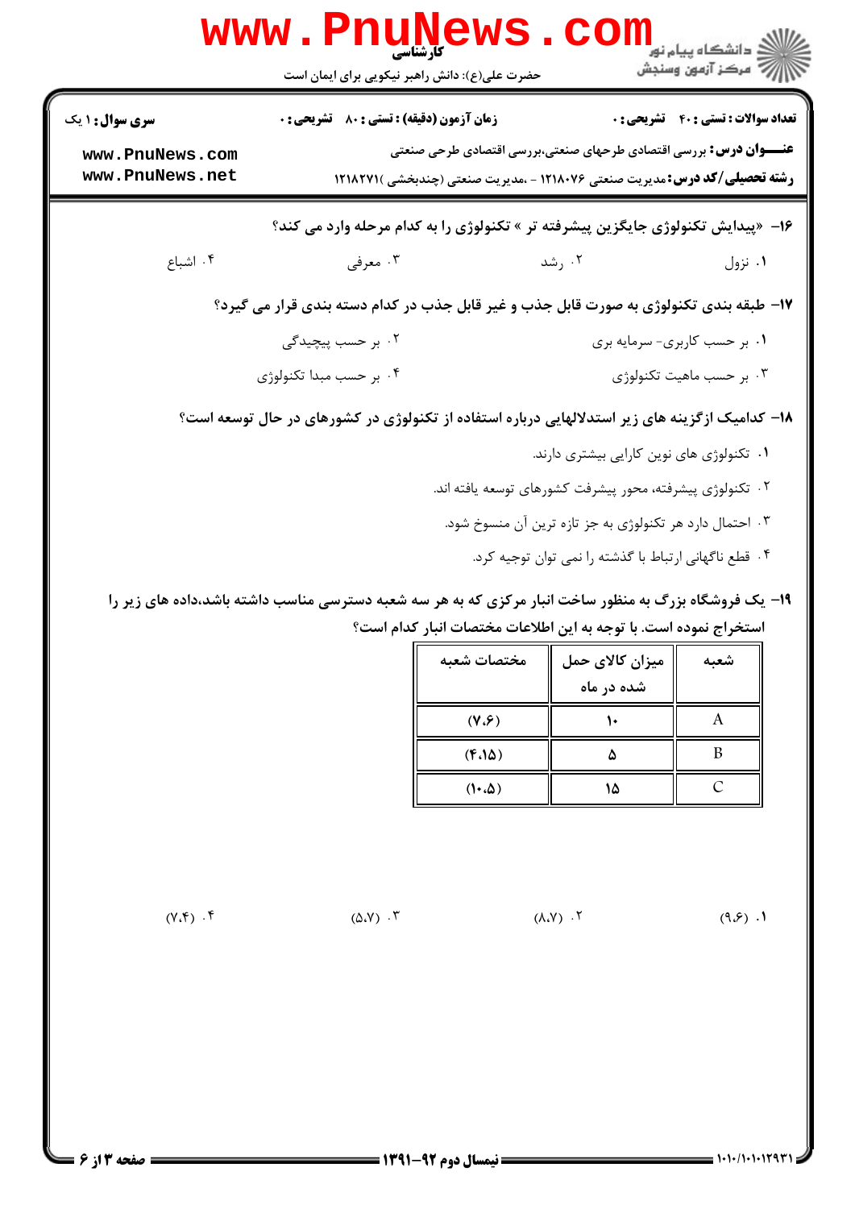۱۶- «پیدایش تکنولوژی جایگزین پیشرفته تر » تکنولوژی را به کدام مرحله وارد می کند؟

۱. نزول ۲. رشد ۳. معرفی ۴. اشباع

۱۷- طبقه بندی تکنولوژی به صورت قابل جذب و غیر قابل جذب در کدام دسته بندی قرار می گیرد؟

۱. بر حسب کاربری- سرمایه بری
۲. بر حسب پیچیدگی
۳. بر حسب ماهیت تکنولوژی
۴. بر حسب مبدا تکنولوژی

۱۸- کدامیک ازگزینه های زیر استدلالهایی درباره استفاده از تکنولوژی در کشورهای در حال توسعه است؟

۱. تکنولوژی های نوین کارایی بیشتری دارند.
۲. تکنولوژی پیشرفته، محور پیشرفت کشورهای توسعه یافته اند.
۳. احتمال دارد هر تکنولوژی به جز تازه ترین آن منسوخ شود.
۴. قطع ناگهانی ارتباط با گذشته را نمی توان توجیه کرد.

۱۹- یک فروشگاه بزرگ به منظور ساخت انبار مرکزی که به هر سه شعبه دسترسی مناسب داشته باشد،داده های زیر را استخراج نموده است. با توجه به این اطلاعات مختصات انبار کدام است؟

| شعبه | میزان کالای حمل شده در ماه | مختصات شعبه |
|---|---|---|
| A | ۱۰ | (۷،۶) |
| B | ۵ | (۴،۱۵) |
| C | ۱۵ | (۱۰،۵) |

۱. (۹،۶) ۲. (۸،۷) ۳. (۵،۷) ۴. (۷،۴)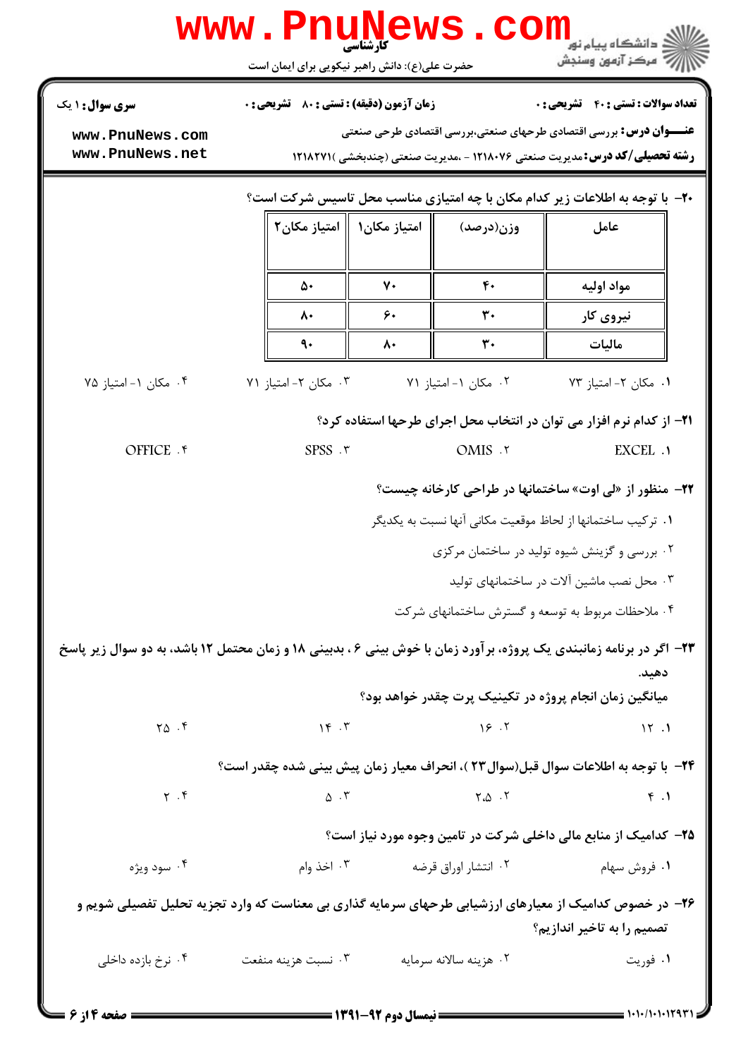**سری سوال:** ۱ یک

**زمان آزمون (دقیقه) : تستی : ۸۰ تشریحی : ۰**

**تعداد سوالات : تستی : ۴۰ تشریحی : ۰**

**عنـــوان درس:** بررسی اقتصادی طرحهای صنعتی،بررسی اقتصادی طرحی صنعتی

**رشته تحصیلی/کد درس:** مدیریت صنعتی ۱۲۱۸۰۷۶ - ،مدیریت صنعتی (چندبخشی )۱۲۱۸۲۷۱

۲۰- با توجه به اطلاعات زیر کدام مکان با چه امتیازی مناسب محل تاسیس شرکت است؟

| عامل | وزن(درصد) | امتیاز مکان۱ | امتیاز مکان۲ |
| --- | --- | --- | --- |
| مواد اولیه | ۴۰ | ۷۰ | ۵۰ |
| نیروی کار | ۳۰ | ۶۰ | ۸۰ |
| مالیات | ۳۰ | ۸۰ | ۹۰ |

۱. مکان ۲- امتیاز ۷۳
۲. مکان ۱- امتیاز ۷۱
۳. مکان ۲- امتیاز ۷۱
۴. مکان ۱- امتیاز ۷۵

۲۱- از کدام نرم افزار می توان در انتخاب محل اجرای طرحها استفاده کرد؟

۱. EXCEL
۲. OMIS
۳. SPSS
۴. OFFICE

۲۲- منظور از «لی اوت» ساختمانها در طراحی کارخانه چیست؟

۱. ترکیب ساختمانها از لحاظ موقعیت مکانی آنها نسبت به یکدیگر
۲. بررسی و گزینش شیوه تولید در ساختمان مرکزی
۳. محل نصب ماشین آلات در ساختمانهای تولید
۴. ملاحظات مربوط به توسعه و گسترش ساختمانهای شرکت

۲۳- اگر در برنامه زمانبندی یک پروژه، برآورد زمان با خوش بینی ۶ ، بدبینی ۱۸ و زمان محتمل ۱۲ باشد، به دو سوال زیر پاسخ دهید.

میانگین زمان انجام پروژه در تکنیک پرت چقدر خواهد بود؟

۱. ۱۲
۲. ۱۶
۳. ۱۴
۴. ۲۵

۲۴- با توجه به اطلاعات سوال قبل(سوال۲۳ )، انحراف معیار زمان پیش بینی شده چقدر است؟

۱. ۴
۲. ۲.۵
۳. ۵
۴. ۲

۲۵- کدامیک از منابع مالی داخلی شرکت در تامین وجوه مورد نیاز است؟

۱. فروش سهام
۲. انتشار اوراق قرضه
۳. اخذ وام
۴. سود ویژه

۲۶- در خصوص کدامیک از معیارهای ارزشیابی طرحهای سرمایه گذاری بی معناست که وارد تجزیه تحلیل تفصیلی شویم و تصمیم را به تاخیر اندازیم؟

۱. فوریت
۲. هزینه سالانه سرمایه
۳. نسبت هزینه منفعت
۴. نرخ بازده داخلی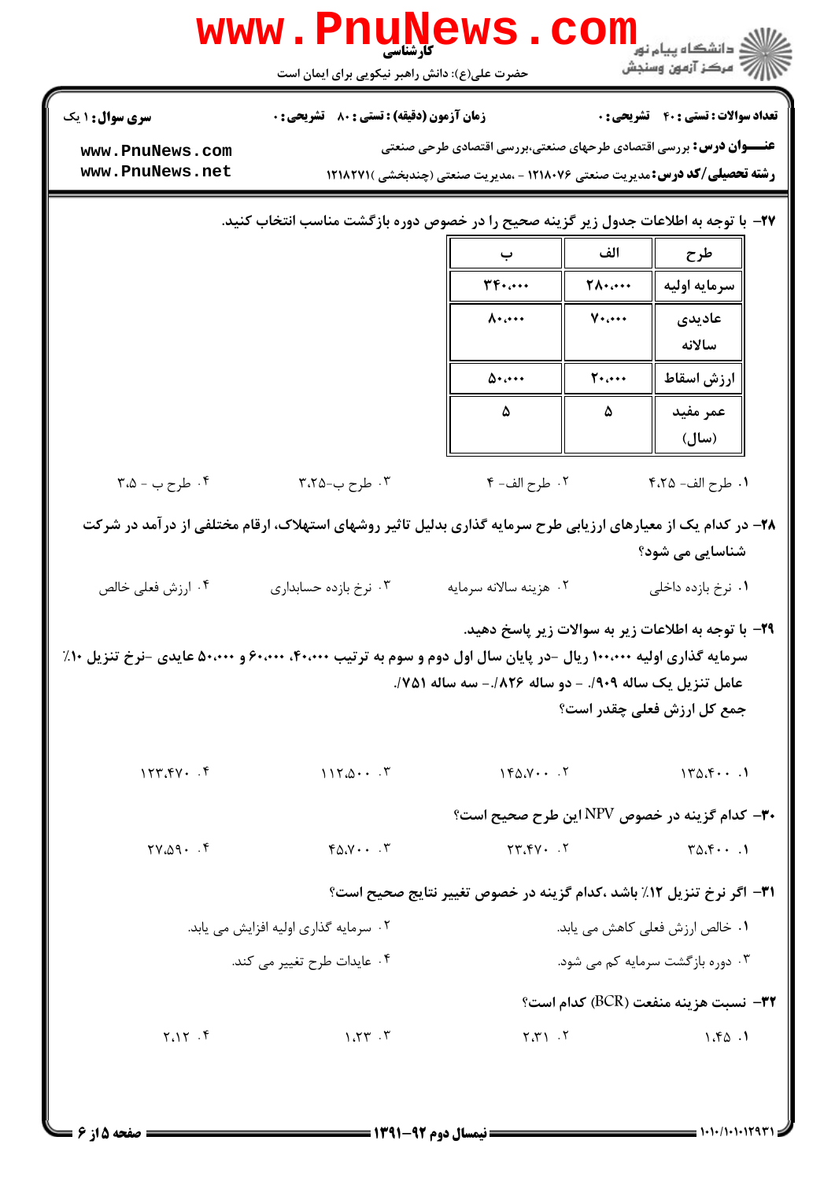**سری سوال:** ۱ یک

**زمان آزمون (دقیقه) : تستی :** ۸۰ **تشریحی :** ۰

**تعداد سوالات : تستی :** ۴۰ **تشریحی :** ۰

**عنـــوان درس:** بررسی اقتصادی طرحهای صنعتی،بررسی اقتصادی طرحی صنعتی

**رشته تحصیلی/کد درس:** مدیریت صنعتی ۱۲۱۸۰۷۶ - ،مدیریت صنعتی (چندبخشی )۱۲۱۸۲۷۱

۲۷- با توجه به اطلاعات جدول زیر گزینه صحیح را در خصوص دوره بازگشت مناسب انتخاب کنید.

| طرح | الف | ب |
|---|---|---|
| سرمایه اولیه | ۲۸۰،۰۰۰ | ۳۴۰،۰۰۰ |
| عادیدی سالانه | ۷۰،۰۰۰ | ۸۰،۰۰۰ |
| ارزش اسقاط | ۲۰،۰۰۰ | ۵۰،۰۰۰ |
| عمر مفید (سال) | ۵ | ۵ |

۱. طرح الف- ۴،۲۵
۲. طرح الف- ۴
۳. طرح ب-۳،۲۵
۴. طرح ب - ۳،۵

۲۸- در کدام یک از معیارهای ارزیابی طرح سرمایه گذاری بدلیل تاثیر روشهای استهلاک، ارقام مختلفی از درآمد در شرکت شناسایی می شود؟

۱. نرخ بازده داخلی
۲. هزینه سالانه سرمایه
۳. نرخ بازده حسابداری
۴. ارزش فعلی خالص

۲۹- با توجه به اطلاعات زیر به سوالات زیر پاسخ دهید.

سرمایه گذاری اولیه ۱۰۰،۰۰۰ ریال -در پایان سال اول دوم و سوم به ترتیب ۴۰،۰۰۰، ۶۰،۰۰۰ و ۵۰،۰۰۰ عایدی -نرخ تنزیل ۱۰٪
عامل تنزیل یک ساله ۹۰۹٪. - دو ساله ۸۲۶٪.- سه ساله ۷۵۱٪.
جمع کل ارزش فعلی چقدر است؟

۱. ۱۳۵،۴۰۰
۲. ۱۴۵،۷۰۰
۳. ۱۱۲،۵۰۰
۴. ۱۲۳،۴۷۰

۳۰- کدام گزینه در خصوص NPV این طرح صحیح است؟

۱. ۳۵،۴۰۰
۲. ۲۳،۴۷۰
۳. ۴۵،۷۰۰
۴. ۲۷،۵۹۰

۳۱- اگر نرخ تنزیل ۱۲٪ باشد ،کدام گزینه در خصوص تغییر نتایج صحیح است؟

۱. خالص ارزش فعلی کاهش می یابد.
۲. سرمایه گذاری اولیه افزایش می یابد.
۳. دوره بازگشت سرمایه کم می شود.
۴. عایدات طرح تغییر می کند.

۳۲- نسبت هزینه منفعت (BCR) کدام است؟

۱. ۱،۴۵
۲. ۲،۳۱
۳. ۱،۲۳
۴. ۲،۱۲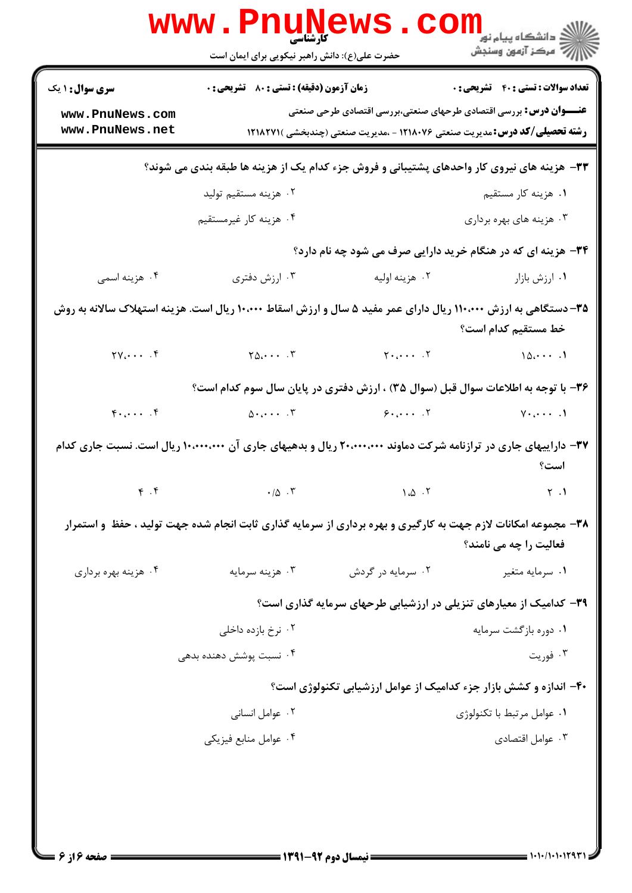**سری سوال:** ۱ یک | **زمان آزمون (دقیقه) : تستی :** ۸۰ **تشریحی :** ۰ | **تعداد سوالات : تستی :** ۴۰ **تشریحی :** ۰

**عنـــوان درس:** بررسی اقتصادی طرحهای صنعتی،بررسی اقتصادی طرحی صنعتی

**رشته تحصیلی/کد درس:** مدیریت صنعتی ۱۲۱۸۰۷۶ - ،مدیریت صنعتی (چندبخشی )۱۲۱۸۲۷۱

۳۳- هزینه های نیروی کار واحدهای پشتیبانی و فروش جزء کدام یک از هزینه ها طبقه بندی می شوند؟

۱. هزینه کار مستقیم
۲. هزینه مستقیم تولید
۳. هزینه های بهره برداری
۴. هزینه کار غیرمستقیم

۳۴- هزینه ای که در هنگام خرید دارایی صرف می شود چه نام دارد؟

۱. ارزش بازار
۲. هزینه اولیه
۳. ارزش دفتری
۴. هزینه اسمی

۳۵- دستگاهی به ارزش ۱۱۰،۰۰۰ ریال دارای عمر مفید ۵ سال و ارزش اسقاط ۱۰،۰۰۰ ریال است. هزینه استهلاک سالانه به روش خط مستقیم کدام است؟

۱. ۱۵،۰۰۰
۲. ۲۰،۰۰۰
۳. ۲۵،۰۰۰
۴. ۲۷،۰۰۰

۳۶- با توجه به اطلاعات سوال قبل (سوال ۳۵) ، ارزش دفتری در پایان سال سوم کدام است؟

۱. ۷۰،۰۰۰
۲. ۶۰،۰۰۰
۳. ۵۰،۰۰۰
۴. ۴۰،۰۰۰

۳۷- داراییهای جاری در ترازنامه شرکت دماوند ۲۰،۰۰۰،۰۰۰ ریال و بدهیهای جاری آن ۱۰،۰۰۰،۰۰۰ ریال است. نسبت جاری کدام است؟

۱. ۲
۲. ۱.۵
۳. ۰/۵
۴. ۴

۳۸- مجموعه امکانات لازم جهت به کارگیری و بهره برداری از سرمایه گذاری ثابت انجام شده جهت تولید ، حفظ و استمرار فعالیت را چه می نامند؟

۱. سرمایه متغیر
۲. سرمایه در گردش
۳. هزینه سرمایه
۴. هزینه بهره برداری

۳۹- کدامیک از معیارهای تنزیلی در ارزشیابی طرحهای سرمایه گذاری است؟

۱. دوره بازگشت سرمایه
۲. نرخ بازده داخلی
۳. فوریت
۴. نسبت پوشش دهنده بدهی

۴۰- اندازه و کشش بازار جزء کدامیک از عوامل ارزشیابی تکنولوژی است؟

۱. عوامل مرتبط با تکنولوژی
۲. عوامل انسانی
۳. عوامل اقتصادی
۴. عوامل منابع فیزیکی